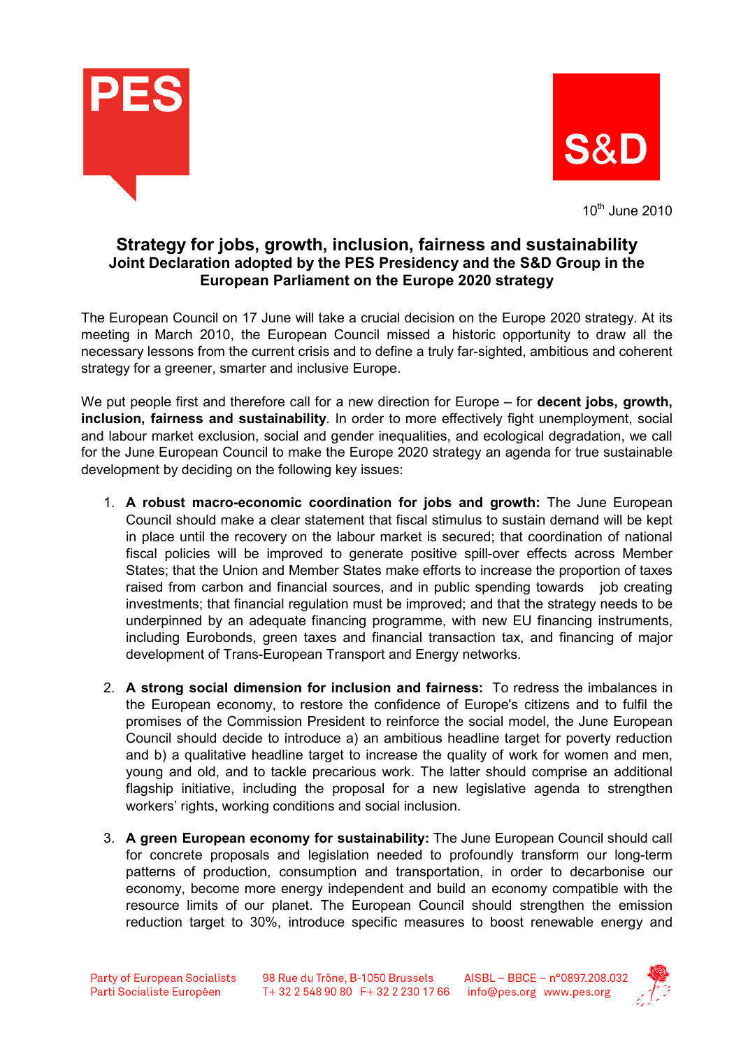PES

S&D

10th June 2010

# Strategy for jobs, growth, inclusion, fairness and sustainability

## Joint Declaration adopted by the PES Presidency and the S&D Group in the European Parliament on the Europe 2020 strategy

The European Council on 17 June will take a crucial decision on the Europe 2020 strategy. At its meeting in March 2010, the European Council missed a historic opportunity to draw all the necessary lessons from the current crisis and to define a truly far-sighted, ambitious and coherent strategy for a greener, smarter and inclusive Europe.

We put people first and therefore call for a new direction for Europe – for **decent jobs, growth, inclusion, fairness and sustainability**. In order to more effectively fight unemployment, social and labour market exclusion, social and gender inequalities, and ecological degradation, we call for the June European Council to make the Europe 2020 strategy an agenda for true sustainable development by deciding on the following key issues:

1. **A robust macro-economic coordination for jobs and growth:** The June European Council should make a clear statement that fiscal stimulus to sustain demand will be kept in place until the recovery on the labour market is secured; that coordination of national fiscal policies will be improved to generate positive spill-over effects across Member States; that the Union and Member States make efforts to increase the proportion of taxes raised from carbon and financial sources, and in public spending towards job creating investments; that financial regulation must be improved; and that the strategy needs to be underpinned by an adequate financing programme, with new EU financing instruments, including Eurobonds, green taxes and financial transaction tax, and financing of major development of Trans-European Transport and Energy networks.

2. **A strong social dimension for inclusion and fairness:** To redress the imbalances in the European economy, to restore the confidence of Europe's citizens and to fulfil the promises of the Commission President to reinforce the social model, the June European Council should decide to introduce a) an ambitious headline target for poverty reduction and b) a qualitative headline target to increase the quality of work for women and men, young and old, and to tackle precarious work. The latter should comprise an additional flagship initiative, including the proposal for a new legislative agenda to strengthen workers' rights, working conditions and social inclusion.

3. **A green European economy for sustainability:** The June European Council should call for concrete proposals and legislation needed to profoundly transform our long-term patterns of production, consumption and transportation, in order to decarbonise our economy, become more energy independent and build an economy compatible with the resource limits of our planet. The European Council should strengthen the emission reduction target to 30%, introduce specific measures to boost renewable energy and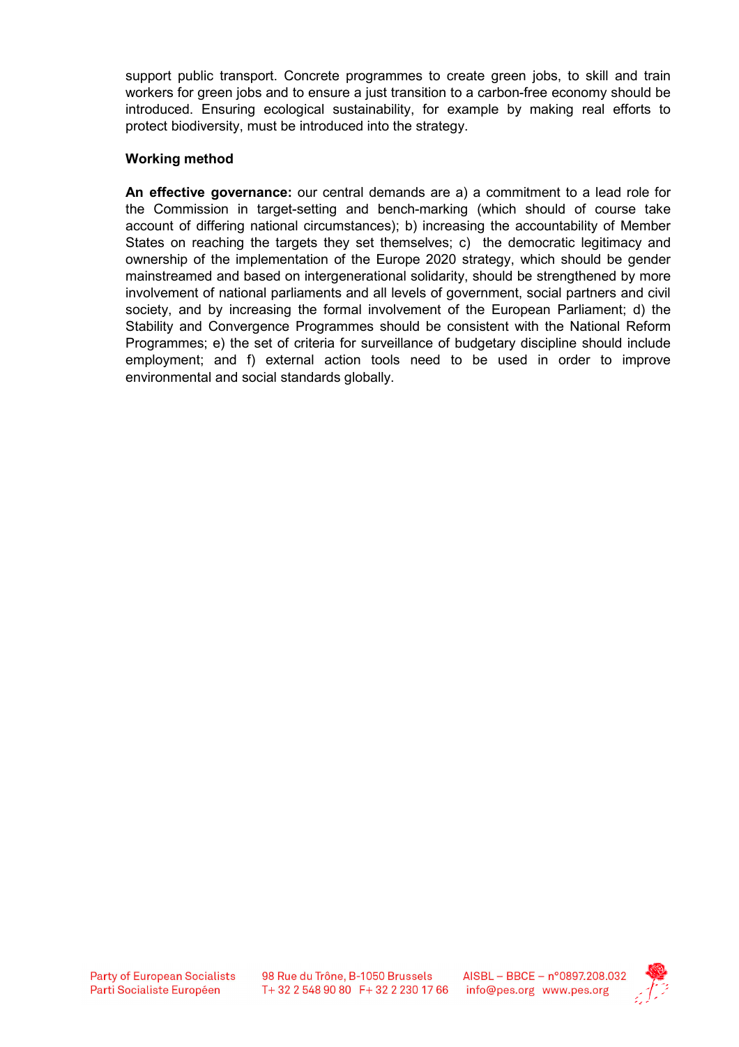support public transport. Concrete programmes to create green jobs, to skill and train workers for green jobs and to ensure a just transition to a carbon-free economy should be introduced. Ensuring ecological sustainability, for example by making real efforts to protect biodiversity, must be introduced into the strategy.

**Working method**

**An effective governance:** our central demands are a) a commitment to a lead role for the Commission in target-setting and bench-marking (which should of course take account of differing national circumstances); b) increasing the accountability of Member States on reaching the targets they set themselves; c) the democratic legitimacy and ownership of the implementation of the Europe 2020 strategy, which should be gender mainstreamed and based on intergenerational solidarity, should be strengthened by more involvement of national parliaments and all levels of government, social partners and civil society, and by increasing the formal involvement of the European Parliament; d) the Stability and Convergence Programmes should be consistent with the National Reform Programmes; e) the set of criteria for surveillance of budgetary discipline should include employment; and f) external action tools need to be used in order to improve environmental and social standards globally.